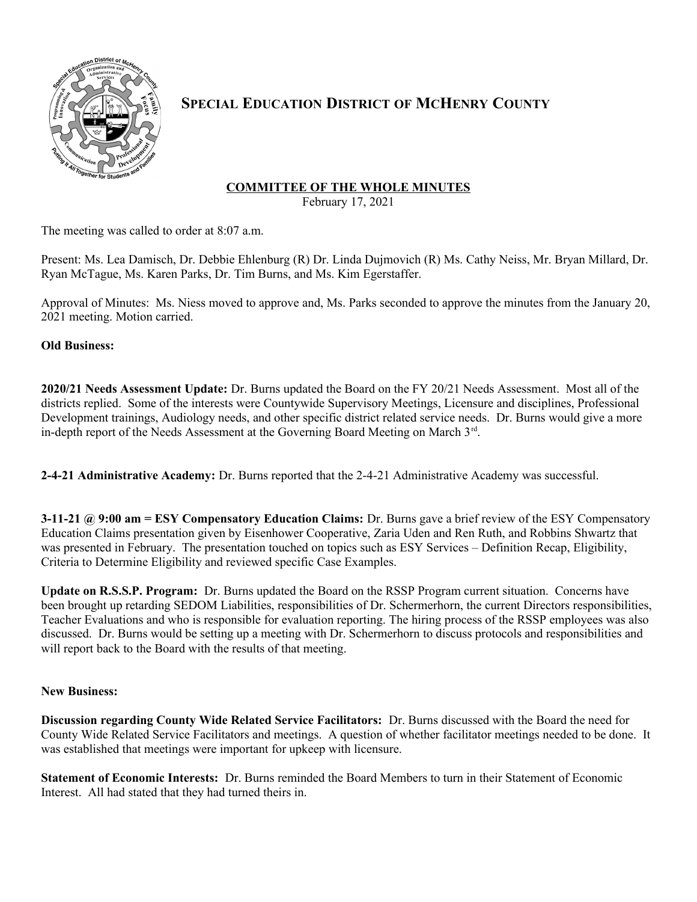# Special Education District of McHenry County

## COMMITTEE OF THE WHOLE MINUTES

February 17, 2021

The meeting was called to order at 8:07 a.m.

Present: Ms. Lea Damisch, Dr. Debbie Ehlenburg (R) Dr. Linda Dujmovich (R) Ms. Cathy Neiss, Mr. Bryan Millard, Dr. Ryan McTague, Ms. Karen Parks, Dr. Tim Burns, and Ms. Kim Egerstaffer.

Approval of Minutes: Ms. Niess moved to approve and, Ms. Parks seconded to approve the minutes from the January 20, 2021 meeting. Motion carried.

**Old Business:**

**2020/21 Needs Assessment Update:** Dr. Burns updated the Board on the FY 20/21 Needs Assessment. Most all of the districts replied. Some of the interests were Countywide Supervisory Meetings, Licensure and disciplines, Professional Development trainings, Audiology needs, and other specific district related service needs. Dr. Burns would give a more in-depth report of the Needs Assessment at the Governing Board Meeting on March 3rd.

**2-4-21 Administrative Academy:** Dr. Burns reported that the 2-4-21 Administrative Academy was successful.

**3-11-21 @ 9:00 am = ESY Compensatory Education Claims:** Dr. Burns gave a brief review of the ESY Compensatory Education Claims presentation given by Eisenhower Cooperative, Zaria Uden and Ren Ruth, and Robbins Shwartz that was presented in February. The presentation touched on topics such as ESY Services – Definition Recap, Eligibility, Criteria to Determine Eligibility and reviewed specific Case Examples.

**Update on R.S.S.P. Program:** Dr. Burns updated the Board on the RSSP Program current situation. Concerns have been brought up retarding SEDOM Liabilities, responsibilities of Dr. Schermerhorn, the current Directors responsibilities, Teacher Evaluations and who is responsible for evaluation reporting. The hiring process of the RSSP employees was also discussed. Dr. Burns would be setting up a meeting with Dr. Schermerhorn to discuss protocols and responsibilities and will report back to the Board with the results of that meeting.

**New Business:**

**Discussion regarding County Wide Related Service Facilitators:** Dr. Burns discussed with the Board the need for County Wide Related Service Facilitators and meetings. A question of whether facilitator meetings needed to be done. It was established that meetings were important for upkeep with licensure.

**Statement of Economic Interests:** Dr. Burns reminded the Board Members to turn in their Statement of Economic Interest. All had stated that they had turned theirs in.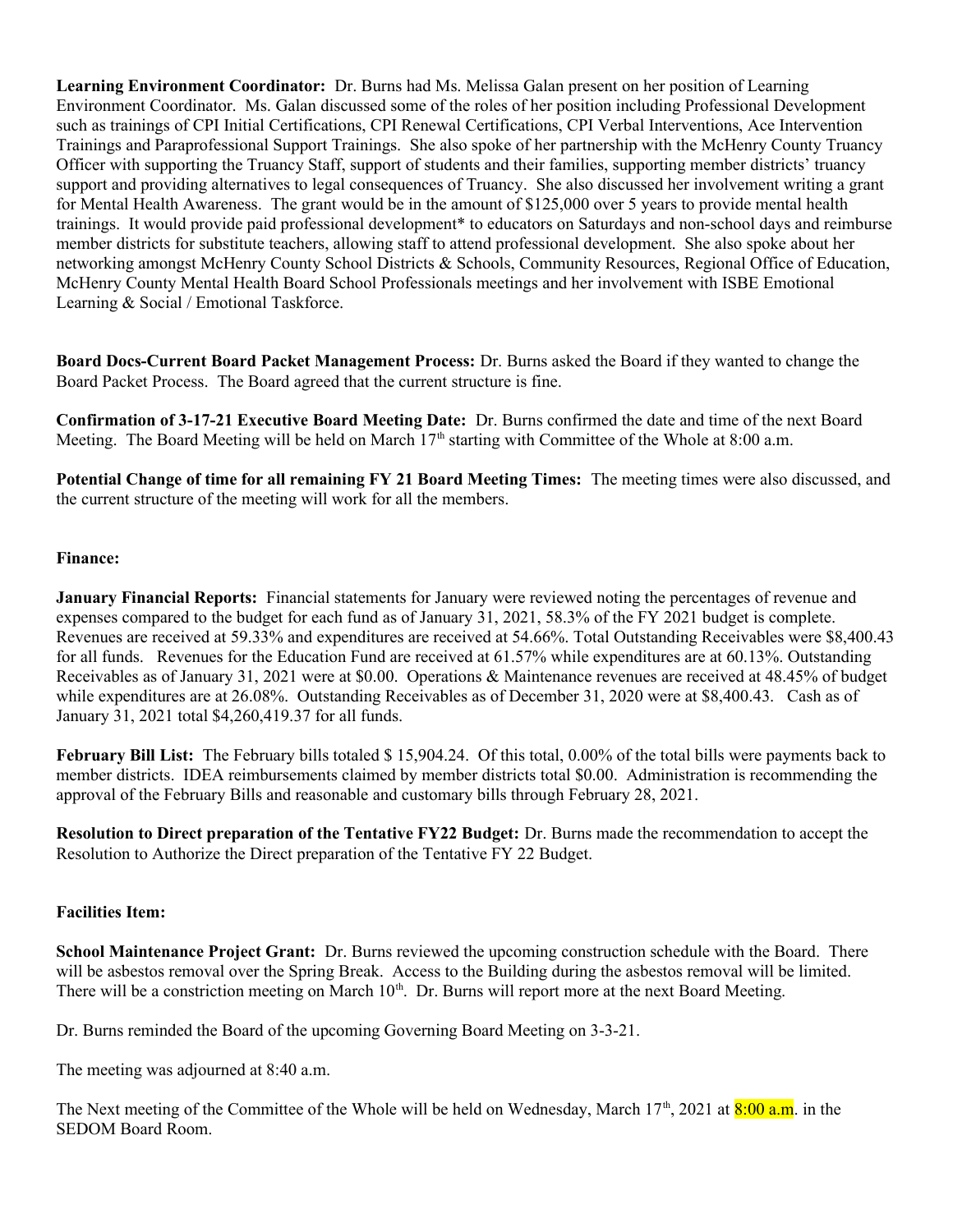**Learning Environment Coordinator:** Dr. Burns had Ms. Melissa Galan present on her position of Learning Environment Coordinator. Ms. Galan discussed some of the roles of her position including Professional Development such as trainings of CPI Initial Certifications, CPI Renewal Certifications, CPI Verbal Interventions, Ace Intervention Trainings and Paraprofessional Support Trainings. She also spoke of her partnership with the McHenry County Truancy Officer with supporting the Truancy Staff, support of students and their families, supporting member districts' truancy support and providing alternatives to legal consequences of Truancy. She also discussed her involvement writing a grant for Mental Health Awareness. The grant would be in the amount of $125,000 over 5 years to provide mental health trainings. It would provide paid professional development* to educators on Saturdays and non-school days and reimburse member districts for substitute teachers, allowing staff to attend professional development. She also spoke about her networking amongst McHenry County School Districts & Schools, Community Resources, Regional Office of Education, McHenry County Mental Health Board School Professionals meetings and her involvement with ISBE Emotional Learning & Social / Emotional Taskforce.

**Board Docs-Current Board Packet Management Process:** Dr. Burns asked the Board if they wanted to change the Board Packet Process. The Board agreed that the current structure is fine.

**Confirmation of 3-17-21 Executive Board Meeting Date:** Dr. Burns confirmed the date and time of the next Board Meeting. The Board Meeting will be held on March 17th starting with Committee of the Whole at 8:00 a.m.

**Potential Change of time for all remaining FY 21 Board Meeting Times:** The meeting times were also discussed, and the current structure of the meeting will work for all the members.

**Finance:**

**January Financial Reports:** Financial statements for January were reviewed noting the percentages of revenue and expenses compared to the budget for each fund as of January 31, 2021, 58.3% of the FY 2021 budget is complete. Revenues are received at 59.33% and expenditures are received at 54.66%. Total Outstanding Receivables were $8,400.43 for all funds. Revenues for the Education Fund are received at 61.57% while expenditures are at 60.13%. Outstanding Receivables as of January 31, 2021 were at $0.00. Operations & Maintenance revenues are received at 48.45% of budget while expenditures are at 26.08%. Outstanding Receivables as of December 31, 2020 were at $8,400.43. Cash as of January 31, 2021 total $4,260,419.37 for all funds.

**February Bill List:** The February bills totaled $ 15,904.24. Of this total, 0.00% of the total bills were payments back to member districts. IDEA reimbursements claimed by member districts total $0.00. Administration is recommending the approval of the February Bills and reasonable and customary bills through February 28, 2021.

**Resolution to Direct preparation of the Tentative FY22 Budget:** Dr. Burns made the recommendation to accept the Resolution to Authorize the Direct preparation of the Tentative FY 22 Budget.

**Facilities Item:**

**School Maintenance Project Grant:** Dr. Burns reviewed the upcoming construction schedule with the Board. There will be asbestos removal over the Spring Break. Access to the Building during the asbestos removal will be limited. There will be a constriction meeting on March 10th. Dr. Burns will report more at the next Board Meeting.

Dr. Burns reminded the Board of the upcoming Governing Board Meeting on 3-3-21.

The meeting was adjourned at 8:40 a.m.

The Next meeting of the Committee of the Whole will be held on Wednesday, March 17th, 2021 at 8:00 a.m. in the SEDOM Board Room.